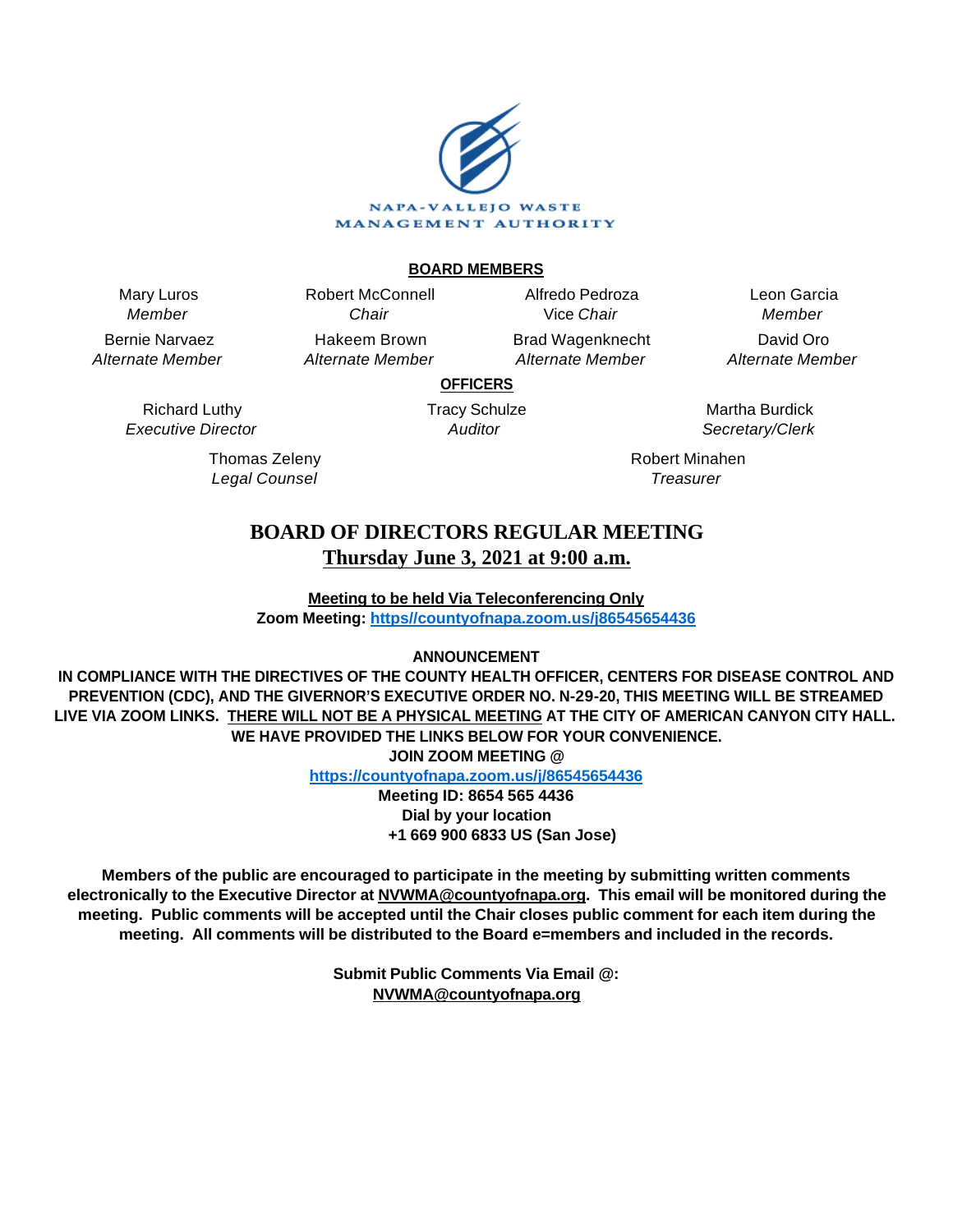NAPA-VALLEJO WASTE MANAGEMENT AUTHORITY

**BOARD MEMBERS**

| Mary Luros *Member* | Robert McConnell *Chair* | Alfredo Pedroza Vice *Chair* | Leon Garcia *Member* |
|---|---|---|---|
| Bernie Narvaez *Alternate Member* | Hakeem Brown *Alternate Member* | Brad Wagenknecht *Alternate Member* | David Oro *Alternate Member* |

**OFFICERS**

| Richard Luthy *Executive Director* | Tracy Schulze *Auditor* | Martha Burdick *Secretary/Clerk* |
|---|---|---|
| Thomas Zeleny *Legal Counsel* | | Robert Minahen *Treasurer* |

# BOARD OF DIRECTORS REGULAR MEETING

## Thursday June 3, 2021 at 9:00 a.m.

**Meeting to be held Via Teleconferencing Only**
**Zoom Meeting: https//countyofnapa.zoom.us/j86545654436**

**ANNOUNCEMENT**

**IN COMPLIANCE WITH THE DIRECTIVES OF THE COUNTY HEALTH OFFICER, CENTERS FOR DISEASE CONTROL AND PREVENTION (CDC), AND THE GIVERNOR'S EXECUTIVE ORDER NO. N-29-20, THIS MEETING WILL BE STREAMED LIVE VIA ZOOM LINKS. THERE WILL NOT BE A PHYSICAL MEETING AT THE CITY OF AMERICAN CANYON CITY HALL. WE HAVE PROVIDED THE LINKS BELOW FOR YOUR CONVENIENCE.**

**JOIN ZOOM MEETING @**
**https://countyofnapa.zoom.us/j/86545654436**
**Meeting ID: 8654 565 4436**
**Dial by your location**
**+1 669 900 6833 US (San Jose)**

**Members of the public are encouraged to participate in the meeting by submitting written comments electronically to the Executive Director at NVWMA@countyofnapa.org. This email will be monitored during the meeting. Public comments will be accepted until the Chair closes public comment for each item during the meeting. All comments will be distributed to the Board e=members and included in the records.**

**Submit Public Comments Via Email @:**
**NVWMA@countyofnapa.org**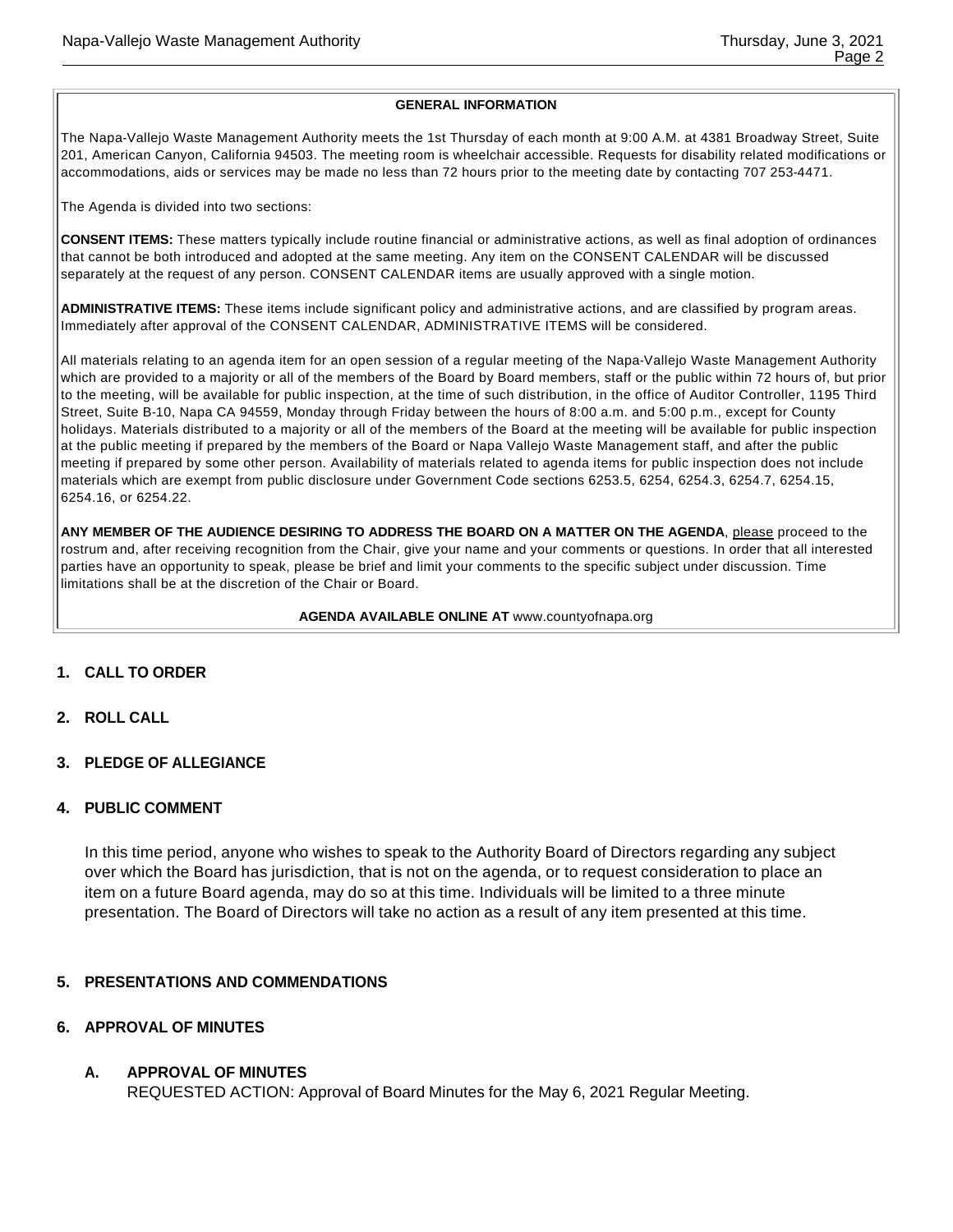**GENERAL INFORMATION**

The Napa-Vallejo Waste Management Authority meets the 1st Thursday of each month at 9:00 A.M. at 4381 Broadway Street, Suite 201, American Canyon, California 94503. The meeting room is wheelchair accessible. Requests for disability related modifications or accommodations, aids or services may be made no less than 72 hours prior to the meeting date by contacting 707 253-4471.

The Agenda is divided into two sections:

**CONSENT ITEMS:** These matters typically include routine financial or administrative actions, as well as final adoption of ordinances that cannot be both introduced and adopted at the same meeting. Any item on the CONSENT CALENDAR will be discussed separately at the request of any person. CONSENT CALENDAR items are usually approved with a single motion.

**ADMINISTRATIVE ITEMS:** These items include significant policy and administrative actions, and are classified by program areas. Immediately after approval of the CONSENT CALENDAR, ADMINISTRATIVE ITEMS will be considered.

All materials relating to an agenda item for an open session of a regular meeting of the Napa-Vallejo Waste Management Authority which are provided to a majority or all of the members of the Board by Board members, staff or the public within 72 hours of, but prior to the meeting, will be available for public inspection, at the time of such distribution, in the office of Auditor Controller, 1195 Third Street, Suite B-10, Napa CA 94559, Monday through Friday between the hours of 8:00 a.m. and 5:00 p.m., except for County holidays. Materials distributed to a majority or all of the members of the Board at the meeting will be available for public inspection at the public meeting if prepared by the members of the Board or Napa Vallejo Waste Management staff, and after the public meeting if prepared by some other person. Availability of materials related to agenda items for public inspection does not include materials which are exempt from public disclosure under Government Code sections 6253.5, 6254, 6254.3, 6254.7, 6254.15, 6254.16, or 6254.22.

**ANY MEMBER OF THE AUDIENCE DESIRING TO ADDRESS THE BOARD ON A MATTER ON THE AGENDA**, please proceed to the rostrum and, after receiving recognition from the Chair, give your name and your comments or questions. In order that all interested parties have an opportunity to speak, please be brief and limit your comments to the specific subject under discussion. Time limitations shall be at the discretion of the Chair or Board.

**AGENDA AVAILABLE ONLINE AT** www.countyofnapa.org

## 1. CALL TO ORDER

## 2. ROLL CALL

## 3. PLEDGE OF ALLEGIANCE

## 4. PUBLIC COMMENT

In this time period, anyone who wishes to speak to the Authority Board of Directors regarding any subject over which the Board has jurisdiction, that is not on the agenda, or to request consideration to place an item on a future Board agenda, may do so at this time. Individuals will be limited to a three minute presentation. The Board of Directors will take no action as a result of any item presented at this time.

## 5. PRESENTATIONS AND COMMENDATIONS

## 6. APPROVAL OF MINUTES

### A. APPROVAL OF MINUTES

REQUESTED ACTION: Approval of Board Minutes for the May 6, 2021 Regular Meeting.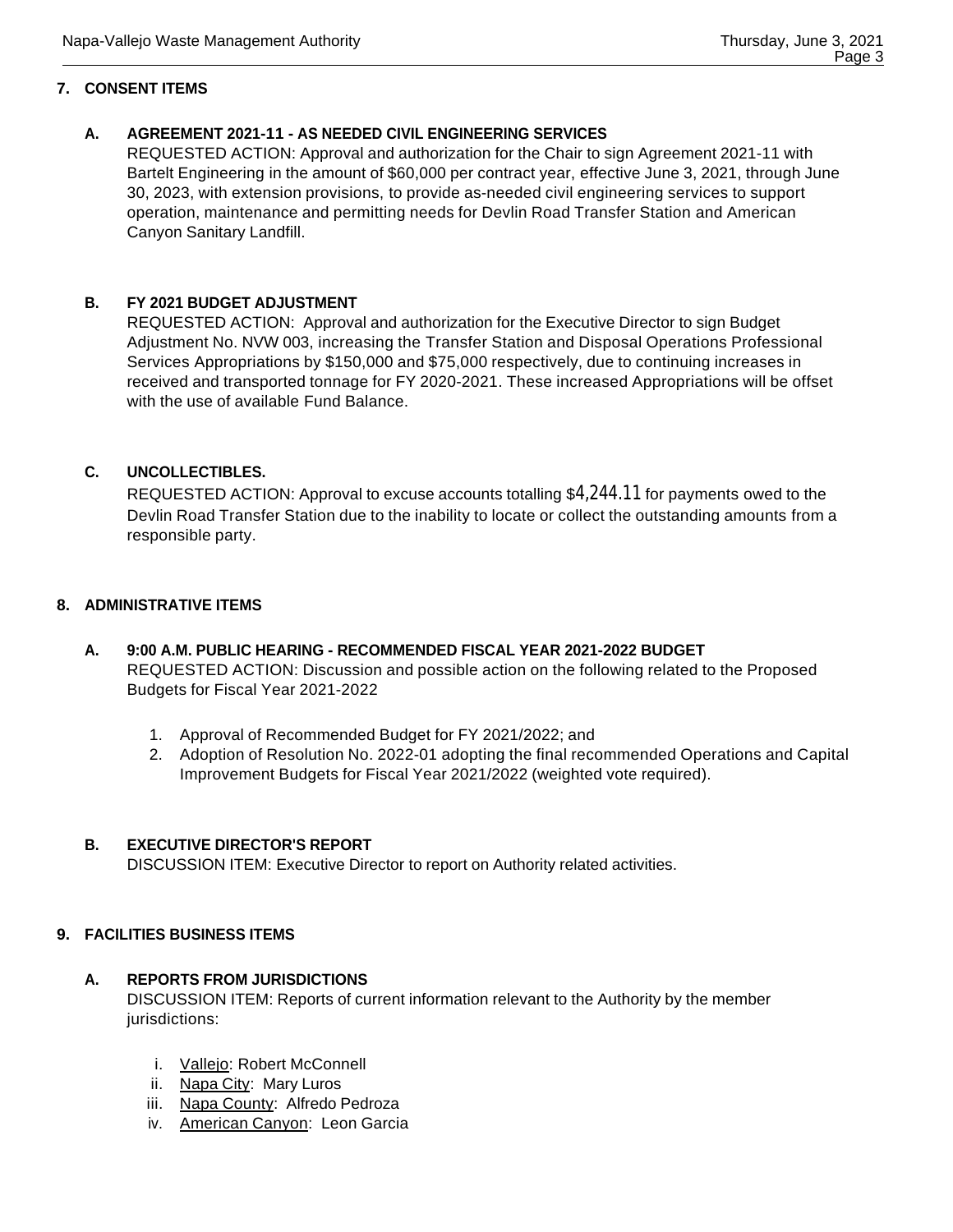## 7. CONSENT ITEMS

### A. AGREEMENT 2021-11 - AS NEEDED CIVIL ENGINEERING SERVICES

REQUESTED ACTION: Approval and authorization for the Chair to sign Agreement 2021-11 with Bartelt Engineering in the amount of $60,000 per contract year, effective June 3, 2021, through June 30, 2023, with extension provisions, to provide as-needed civil engineering services to support operation, maintenance and permitting needs for Devlin Road Transfer Station and American Canyon Sanitary Landfill.

### B. FY 2021 BUDGET ADJUSTMENT

REQUESTED ACTION: Approval and authorization for the Executive Director to sign Budget Adjustment No. NVW 003, increasing the Transfer Station and Disposal Operations Professional Services Appropriations by $150,000 and $75,000 respectively, due to continuing increases in received and transported tonnage for FY 2020-2021. These increased Appropriations will be offset with the use of available Fund Balance.

### C. UNCOLLECTIBLES.

REQUESTED ACTION: Approval to excuse accounts totalling $4,244.11 for payments owed to the Devlin Road Transfer Station due to the inability to locate or collect the outstanding amounts from a responsible party.

## 8. ADMINISTRATIVE ITEMS

### A. 9:00 A.M. PUBLIC HEARING - RECOMMENDED FISCAL YEAR 2021-2022 BUDGET

REQUESTED ACTION: Discussion and possible action on the following related to the Proposed Budgets for Fiscal Year 2021-2022

1. Approval of Recommended Budget for FY 2021/2022; and
2. Adoption of Resolution No. 2022-01 adopting the final recommended Operations and Capital Improvement Budgets for Fiscal Year 2021/2022 (weighted vote required).

### B. EXECUTIVE DIRECTOR'S REPORT

DISCUSSION ITEM: Executive Director to report on Authority related activities.

## 9. FACILITIES BUSINESS ITEMS

### A. REPORTS FROM JURISDICTIONS

DISCUSSION ITEM: Reports of current information relevant to the Authority by the member jurisdictions:

i. Vallejo: Robert McConnell
ii. Napa City: Mary Luros
iii. Napa County: Alfredo Pedroza
iv. American Canyon: Leon Garcia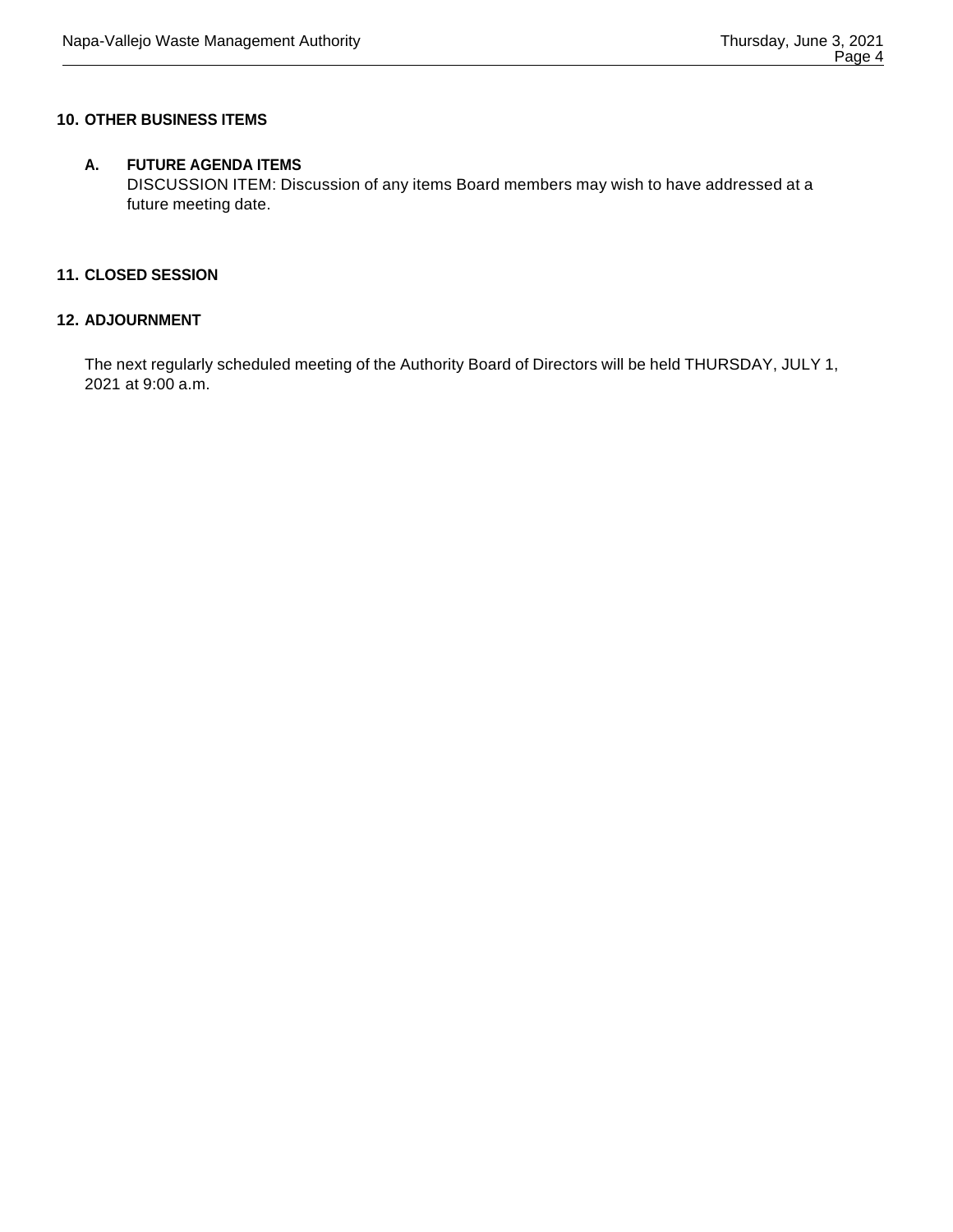## 10. OTHER BUSINESS ITEMS

### A. FUTURE AGENDA ITEMS

DISCUSSION ITEM: Discussion of any items Board members may wish to have addressed at a future meeting date.

## 11. CLOSED SESSION

## 12. ADJOURNMENT

The next regularly scheduled meeting of the Authority Board of Directors will be held THURSDAY, JULY 1, 2021 at 9:00 a.m.